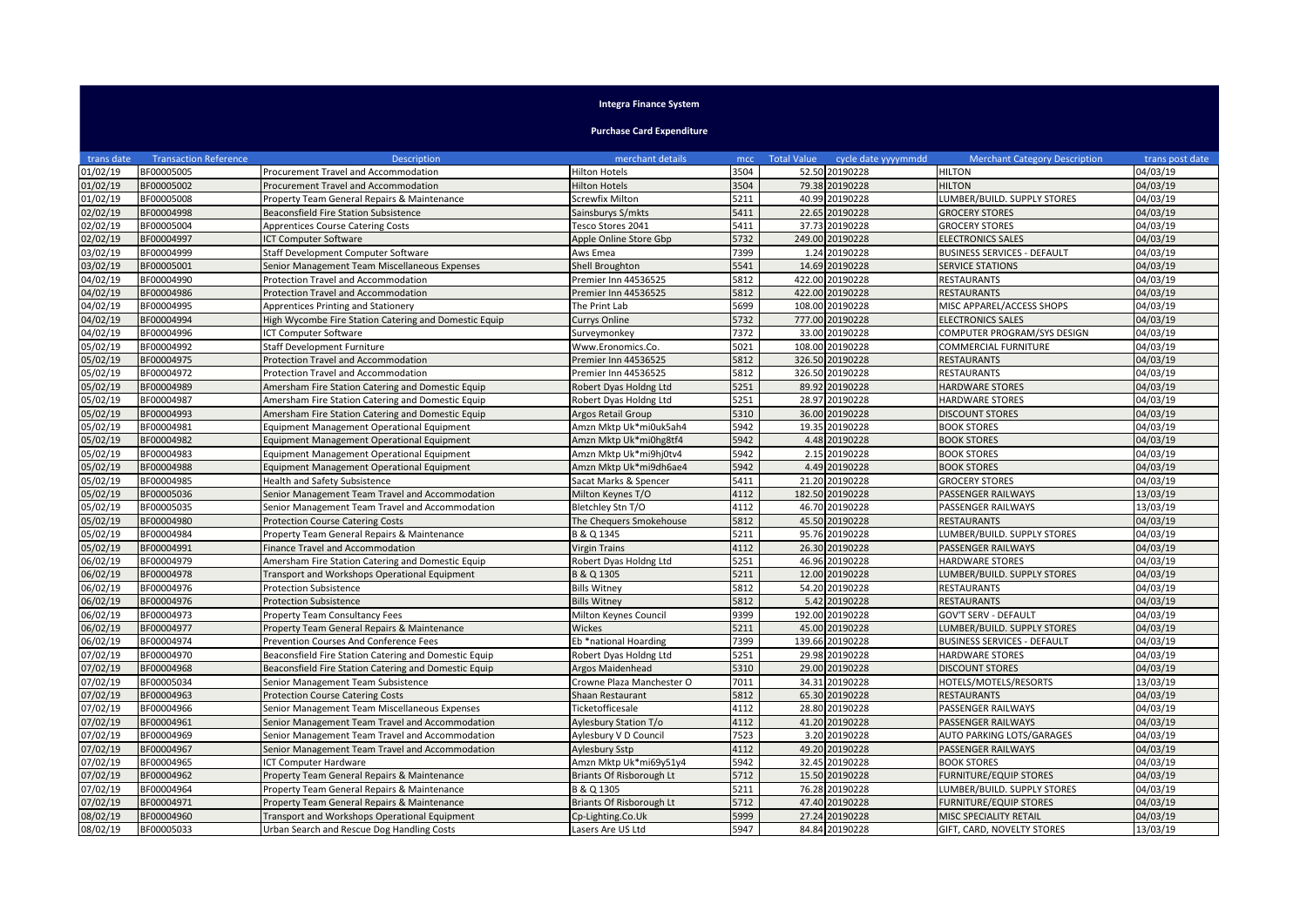# Integra Finance System

## Purchase Card Expenditure

| trans date | Transaction Reference | Description | merchant details | mcc | Total Value | cycle date yyyymmdd | Merchant Category Description | trans post date |
|---|---|---|---|---|---|---|---|---|
| 01/02/19 | BF00005005 | Procurement Travel and Accommodation | Hilton Hotels | 3504 | 52.50 | 20190228 | HILTON | 04/03/19 |
| 01/02/19 | BF00005002 | Procurement Travel and Accommodation | Hilton Hotels | 3504 | 79.38 | 20190228 | HILTON | 04/03/19 |
| 01/02/19 | BF00005008 | Property Team General Repairs & Maintenance | Screwfix Milton | 5211 | 40.99 | 20190228 | LUMBER/BUILD. SUPPLY STORES | 04/03/19 |
| 02/02/19 | BF00004998 | Beaconsfield Fire Station Subsistence | Sainsburys S/mkts | 5411 | 22.65 | 20190228 | GROCERY STORES | 04/03/19 |
| 02/02/19 | BF00005004 | Apprentices Course Catering Costs | Tesco Stores 2041 | 5411 | 37.73 | 20190228 | GROCERY STORES | 04/03/19 |
| 02/02/19 | BF00004997 | ICT Computer Software | Apple Online Store Gbp | 5732 | 249.00 | 20190228 | ELECTRONICS SALES | 04/03/19 |
| 03/02/19 | BF00004999 | Staff Development Computer Software | Aws Emea | 7399 | 1.24 | 20190228 | BUSINESS SERVICES - DEFAULT | 04/03/19 |
| 03/02/19 | BF00005001 | Senior Management Team Miscellaneous Expenses | Shell Broughton | 5541 | 14.69 | 20190228 | SERVICE STATIONS | 04/03/19 |
| 04/02/19 | BF00004990 | Protection Travel and Accommodation | Premier Inn 44536525 | 5812 | 422.00 | 20190228 | RESTAURANTS | 04/03/19 |
| 04/02/19 | BF00004986 | Protection Travel and Accommodation | Premier Inn 44536525 | 5812 | 422.00 | 20190228 | RESTAURANTS | 04/03/19 |
| 04/02/19 | BF00004995 | Apprentices Printing and Stationery | The Print Lab | 5699 | 108.00 | 20190228 | MISC APPAREL/ACCESS SHOPS | 04/03/19 |
| 04/02/19 | BF00004994 | High Wycombe Fire Station Catering and Domestic Equip | Currys Online | 5732 | 777.00 | 20190228 | ELECTRONICS SALES | 04/03/19 |
| 04/02/19 | BF00004996 | ICT Computer Software | Surveymonkey | 7372 | 33.00 | 20190228 | COMPUTER PROGRAM/SYS DESIGN | 04/03/19 |
| 05/02/19 | BF00004992 | Staff Development Furniture | Www.Eronomics.Co. | 5021 | 108.00 | 20190228 | COMMERCIAL FURNITURE | 04/03/19 |
| 05/02/19 | BF00004975 | Protection Travel and Accommodation | Premier Inn 44536525 | 5812 | 326.50 | 20190228 | RESTAURANTS | 04/03/19 |
| 05/02/19 | BF00004972 | Protection Travel and Accommodation | Premier Inn 44536525 | 5812 | 326.50 | 20190228 | RESTAURANTS | 04/03/19 |
| 05/02/19 | BF00004989 | Amersham Fire Station Catering and Domestic Equip | Robert Dyas Holdng Ltd | 5251 | 89.92 | 20190228 | HARDWARE STORES | 04/03/19 |
| 05/02/19 | BF00004987 | Amersham Fire Station Catering and Domestic Equip | Robert Dyas Holdng Ltd | 5251 | 28.97 | 20190228 | HARDWARE STORES | 04/03/19 |
| 05/02/19 | BF00004993 | Amersham Fire Station Catering and Domestic Equip | Argos Retail Group | 5310 | 36.00 | 20190228 | DISCOUNT STORES | 04/03/19 |
| 05/02/19 | BF00004981 | Equipment Management Operational Equipment | Amzn Mktp Uk*mi0uk5ah4 | 5942 | 19.35 | 20190228 | BOOK STORES | 04/03/19 |
| 05/02/19 | BF00004982 | Equipment Management Operational Equipment | Amzn Mktp Uk*mi0hg8tf4 | 5942 | 4.48 | 20190228 | BOOK STORES | 04/03/19 |
| 05/02/19 | BF00004983 | Equipment Management Operational Equipment | Amzn Mktp Uk*mi9hj0tv4 | 5942 | 2.15 | 20190228 | BOOK STORES | 04/03/19 |
| 05/02/19 | BF00004988 | Equipment Management Operational Equipment | Amzn Mktp Uk*mi9dh6ae4 | 5942 | 4.49 | 20190228 | BOOK STORES | 04/03/19 |
| 05/02/19 | BF00004985 | Health and Safety Subsistence | Sacat Marks & Spencer | 5411 | 21.20 | 20190228 | GROCERY STORES | 04/03/19 |
| 05/02/19 | BF00005036 | Senior Management Team Travel and Accommodation | Milton Keynes T/O | 4112 | 182.50 | 20190228 | PASSENGER RAILWAYS | 13/03/19 |
| 05/02/19 | BF00005035 | Senior Management Team Travel and Accommodation | Bletchley Stn T/O | 4112 | 46.70 | 20190228 | PASSENGER RAILWAYS | 13/03/19 |
| 05/02/19 | BF00004980 | Protection Course Catering Costs | The Chequers Smokehouse | 5812 | 45.50 | 20190228 | RESTAURANTS | 04/03/19 |
| 05/02/19 | BF00004984 | Property Team General Repairs & Maintenance | B & Q 1345 | 5211 | 95.76 | 20190228 | LUMBER/BUILD. SUPPLY STORES | 04/03/19 |
| 05/02/19 | BF00004991 | Finance Travel and Accommodation | Virgin Trains | 4112 | 26.30 | 20190228 | PASSENGER RAILWAYS | 04/03/19 |
| 06/02/19 | BF00004979 | Amersham Fire Station Catering and Domestic Equip | Robert Dyas Holdng Ltd | 5251 | 46.96 | 20190228 | HARDWARE STORES | 04/03/19 |
| 06/02/19 | BF00004978 | Transport and Workshops Operational Equipment | B & Q 1305 | 5211 | 12.00 | 20190228 | LUMBER/BUILD. SUPPLY STORES | 04/03/19 |
| 06/02/19 | BF00004976 | Protection Subsistence | Bills Witney | 5812 | 54.20 | 20190228 | RESTAURANTS | 04/03/19 |
| 06/02/19 | BF00004976 | Protection Subsistence | Bills Witney | 5812 | 5.42 | 20190228 | RESTAURANTS | 04/03/19 |
| 06/02/19 | BF00004973 | Property Team Consultancy Fees | Milton Keynes Council | 9399 | 192.00 | 20190228 | GOV'T SERV - DEFAULT | 04/03/19 |
| 06/02/19 | BF00004977 | Property Team General Repairs & Maintenance | Wickes | 5211 | 45.00 | 20190228 | LUMBER/BUILD. SUPPLY STORES | 04/03/19 |
| 06/02/19 | BF00004974 | Prevention Courses And Conference Fees | Eb *national Hoarding | 7399 | 139.66 | 20190228 | BUSINESS SERVICES - DEFAULT | 04/03/19 |
| 07/02/19 | BF00004970 | Beaconsfield Fire Station Catering and Domestic Equip | Robert Dyas Holdng Ltd | 5251 | 29.98 | 20190228 | HARDWARE STORES | 04/03/19 |
| 07/02/19 | BF00004968 | Beaconsfield Fire Station Catering and Domestic Equip | Argos Maidenhead | 5310 | 29.00 | 20190228 | DISCOUNT STORES | 04/03/19 |
| 07/02/19 | BF00005034 | Senior Management Team Subsistence | Crowne Plaza Manchester O | 7011 | 34.31 | 20190228 | HOTELS/MOTELS/RESORTS | 13/03/19 |
| 07/02/19 | BF00004963 | Protection Course Catering Costs | Shaan Restaurant | 5812 | 65.30 | 20190228 | RESTAURANTS | 04/03/19 |
| 07/02/19 | BF00004966 | Senior Management Team Miscellaneous Expenses | Ticketofficesale | 4112 | 28.80 | 20190228 | PASSENGER RAILWAYS | 04/03/19 |
| 07/02/19 | BF00004961 | Senior Management Team Travel and Accommodation | Aylesbury Station T/o | 4112 | 41.20 | 20190228 | PASSENGER RAILWAYS | 04/03/19 |
| 07/02/19 | BF00004969 | Senior Management Team Travel and Accommodation | Aylesbury V D Council | 7523 | 3.20 | 20190228 | AUTO PARKING LOTS/GARAGES | 04/03/19 |
| 07/02/19 | BF00004967 | Senior Management Team Travel and Accommodation | Aylesbury Sstp | 4112 | 49.20 | 20190228 | PASSENGER RAILWAYS | 04/03/19 |
| 07/02/19 | BF00004965 | ICT Computer Hardware | Amzn Mktp Uk*mi69y51y4 | 5942 | 32.45 | 20190228 | BOOK STORES | 04/03/19 |
| 07/02/19 | BF00004962 | Property Team General Repairs & Maintenance | Briants Of Risborough Lt | 5712 | 15.50 | 20190228 | FURNITURE/EQUIP STORES | 04/03/19 |
| 07/02/19 | BF00004964 | Property Team General Repairs & Maintenance | B & Q 1305 | 5211 | 76.28 | 20190228 | LUMBER/BUILD. SUPPLY STORES | 04/03/19 |
| 07/02/19 | BF00004971 | Property Team General Repairs & Maintenance | Briants Of Risborough Lt | 5712 | 47.40 | 20190228 | FURNITURE/EQUIP STORES | 04/03/19 |
| 08/02/19 | BF00004960 | Transport and Workshops Operational Equipment | Cp-Lighting.Co.Uk | 5999 | 27.24 | 20190228 | MISC SPECIALITY RETAIL | 04/03/19 |
| 08/02/19 | BF00005033 | Urban Search and Rescue Dog Handling Costs | Lasers Are US Ltd | 5947 | 84.84 | 20190228 | GIFT, CARD, NOVELTY STORES | 13/03/19 |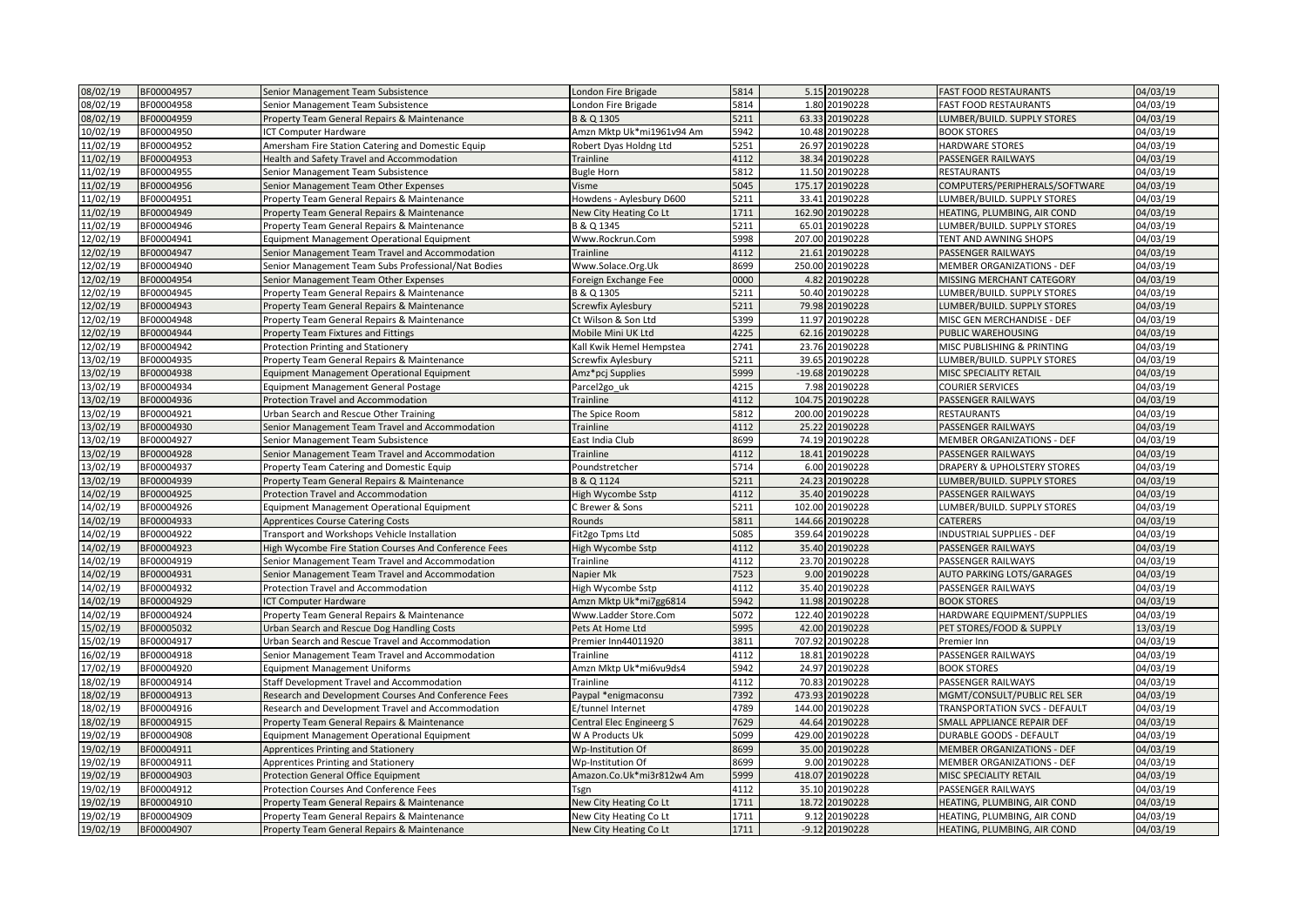| | | | | | | | | |
|---|---|---|---|---|---|---|---|---|
| 08/02/19 | BF00004957 | Senior Management Team Subsistence | London Fire Brigade | 5814 | 5.15 | 20190228 | FAST FOOD RESTAURANTS | 04/03/19 |
| 08/02/19 | BF00004958 | Senior Management Team Subsistence | London Fire Brigade | 5814 | 1.80 | 20190228 | FAST FOOD RESTAURANTS | 04/03/19 |
| 08/02/19 | BF00004959 | Property Team General Repairs & Maintenance | B & Q 1305 | 5211 | 63.33 | 20190228 | LUMBER/BUILD. SUPPLY STORES | 04/03/19 |
| 10/02/19 | BF00004950 | ICT Computer Hardware | Amzn Mktp Uk*mi1961v94 Am | 5942 | 10.48 | 20190228 | BOOK STORES | 04/03/19 |
| 11/02/19 | BF00004952 | Amersham Fire Station Catering and Domestic Equip | Robert Dyas Holdng Ltd | 5251 | 26.97 | 20190228 | HARDWARE STORES | 04/03/19 |
| 11/02/19 | BF00004953 | Health and Safety Travel and Accommodation | Trainline | 4112 | 38.34 | 20190228 | PASSENGER RAILWAYS | 04/03/19 |
| 11/02/19 | BF00004955 | Senior Management Team Subsistence | Bugle Horn | 5812 | 11.50 | 20190228 | RESTAURANTS | 04/03/19 |
| 11/02/19 | BF00004956 | Senior Management Team Other Expenses | Visme | 5045 | 175.17 | 20190228 | COMPUTERS/PERIPHERALS/SOFTWARE | 04/03/19 |
| 11/02/19 | BF00004951 | Property Team General Repairs & Maintenance | Howdens - Aylesbury D600 | 5211 | 33.41 | 20190228 | LUMBER/BUILD. SUPPLY STORES | 04/03/19 |
| 11/02/19 | BF00004949 | Property Team General Repairs & Maintenance | New City Heating Co Lt | 1711 | 162.90 | 20190228 | HEATING, PLUMBING, AIR COND | 04/03/19 |
| 11/02/19 | BF00004946 | Property Team General Repairs & Maintenance | B & Q 1345 | 5211 | 65.01 | 20190228 | LUMBER/BUILD. SUPPLY STORES | 04/03/19 |
| 12/02/19 | BF00004941 | Equipment Management Operational Equipment | Www.Rockrun.Com | 5998 | 207.00 | 20190228 | TENT AND AWNING SHOPS | 04/03/19 |
| 12/02/19 | BF00004947 | Senior Management Team Travel and Accommodation | Trainline | 4112 | 21.61 | 20190228 | PASSENGER RAILWAYS | 04/03/19 |
| 12/02/19 | BF00004940 | Senior Management Team Subs Professional/Nat Bodies | Www.Solace.Org.Uk | 8699 | 250.00 | 20190228 | MEMBER ORGANIZATIONS - DEF | 04/03/19 |
| 12/02/19 | BF00004954 | Senior Management Team Other Expenses | Foreign Exchange Fee | 0000 | 4.82 | 20190228 | MISSING MERCHANT CATEGORY | 04/03/19 |
| 12/02/19 | BF00004945 | Property Team General Repairs & Maintenance | B & Q 1305 | 5211 | 50.40 | 20190228 | LUMBER/BUILD. SUPPLY STORES | 04/03/19 |
| 12/02/19 | BF00004943 | Property Team General Repairs & Maintenance | Screwfix Aylesbury | 5211 | 79.98 | 20190228 | LUMBER/BUILD. SUPPLY STORES | 04/03/19 |
| 12/02/19 | BF00004948 | Property Team General Repairs & Maintenance | Ct Wilson & Son Ltd | 5399 | 11.97 | 20190228 | MISC GEN MERCHANDISE - DEF | 04/03/19 |
| 12/02/19 | BF00004944 | Property Team Fixtures and Fittings | Mobile Mini UK Ltd | 4225 | 62.16 | 20190228 | PUBLIC WAREHOUSING | 04/03/19 |
| 12/02/19 | BF00004942 | Protection Printing and Stationery | Kall Kwik Hemel Hempstea | 2741 | 23.76 | 20190228 | MISC PUBLISHING & PRINTING | 04/03/19 |
| 13/02/19 | BF00004935 | Property Team General Repairs & Maintenance | Screwfix Aylesbury | 5211 | 39.65 | 20190228 | LUMBER/BUILD. SUPPLY STORES | 04/03/19 |
| 13/02/19 | BF00004938 | Equipment Management Operational Equipment | Amz*pcj Supplies | 5999 | -19.68 | 20190228 | MISC SPECIALITY RETAIL | 04/03/19 |
| 13/02/19 | BF00004934 | Equipment Management General Postage | Parcel2go_uk | 4215 | 7.98 | 20190228 | COURIER SERVICES | 04/03/19 |
| 13/02/19 | BF00004936 | Protection Travel and Accommodation | Trainline | 4112 | 104.75 | 20190228 | PASSENGER RAILWAYS | 04/03/19 |
| 13/02/19 | BF00004921 | Urban Search and Rescue Other Training | The Spice Room | 5812 | 200.00 | 20190228 | RESTAURANTS | 04/03/19 |
| 13/02/19 | BF00004930 | Senior Management Team Travel and Accommodation | Trainline | 4112 | 25.22 | 20190228 | PASSENGER RAILWAYS | 04/03/19 |
| 13/02/19 | BF00004927 | Senior Management Team Subsistence | East India Club | 8699 | 74.19 | 20190228 | MEMBER ORGANIZATIONS - DEF | 04/03/19 |
| 13/02/19 | BF00004928 | Senior Management Team Travel and Accommodation | Trainline | 4112 | 18.41 | 20190228 | PASSENGER RAILWAYS | 04/03/19 |
| 13/02/19 | BF00004937 | Property Team Catering and Domestic Equip | Poundstretcher | 5714 | 6.00 | 20190228 | DRAPERY & UPHOLSTERY STORES | 04/03/19 |
| 13/02/19 | BF00004939 | Property Team General Repairs & Maintenance | B & Q 1124 | 5211 | 24.23 | 20190228 | LUMBER/BUILD. SUPPLY STORES | 04/03/19 |
| 14/02/19 | BF00004925 | Protection Travel and Accommodation | High Wycombe Sstp | 4112 | 35.40 | 20190228 | PASSENGER RAILWAYS | 04/03/19 |
| 14/02/19 | BF00004926 | Equipment Management Operational Equipment | C Brewer & Sons | 5211 | 102.00 | 20190228 | LUMBER/BUILD. SUPPLY STORES | 04/03/19 |
| 14/02/19 | BF00004933 | Apprentices Course Catering Costs | Rounds | 5811 | 144.66 | 20190228 | CATERERS | 04/03/19 |
| 14/02/19 | BF00004922 | Transport and Workshops Vehicle Installation | Fit2go Tpms Ltd | 5085 | 359.64 | 20190228 | INDUSTRIAL SUPPLIES - DEF | 04/03/19 |
| 14/02/19 | BF00004923 | High Wycombe Fire Station Courses And Conference Fees | High Wycombe Sstp | 4112 | 35.40 | 20190228 | PASSENGER RAILWAYS | 04/03/19 |
| 14/02/19 | BF00004919 | Senior Management Team Travel and Accommodation | Trainline | 4112 | 23.70 | 20190228 | PASSENGER RAILWAYS | 04/03/19 |
| 14/02/19 | BF00004931 | Senior Management Team Travel and Accommodation | Napier Mk | 7523 | 9.00 | 20190228 | AUTO PARKING LOTS/GARAGES | 04/03/19 |
| 14/02/19 | BF00004932 | Protection Travel and Accommodation | High Wycombe Sstp | 4112 | 35.40 | 20190228 | PASSENGER RAILWAYS | 04/03/19 |
| 14/02/19 | BF00004929 | ICT Computer Hardware | Amzn Mktp Uk*mi7gg6814 | 5942 | 11.98 | 20190228 | BOOK STORES | 04/03/19 |
| 14/02/19 | BF00004924 | Property Team General Repairs & Maintenance | Www.Ladder Store.Com | 5072 | 122.40 | 20190228 | HARDWARE EQUIPMENT/SUPPLIES | 04/03/19 |
| 15/02/19 | BF00005032 | Urban Search and Rescue Dog Handling Costs | Pets At Home Ltd | 5995 | 42.00 | 20190228 | PET STORES/FOOD & SUPPLY | 13/03/19 |
| 15/02/19 | BF00004917 | Urban Search and Rescue Travel and Accommodation | Premier Inn44011920 | 3811 | 707.92 | 20190228 | Premier Inn | 04/03/19 |
| 16/02/19 | BF00004918 | Senior Management Team Travel and Accommodation | Trainline | 4112 | 18.81 | 20190228 | PASSENGER RAILWAYS | 04/03/19 |
| 17/02/19 | BF00004920 | Equipment Management Uniforms | Amzn Mktp Uk*mi6vu9ds4 | 5942 | 24.97 | 20190228 | BOOK STORES | 04/03/19 |
| 18/02/19 | BF00004914 | Staff Development Travel and Accommodation | Trainline | 4112 | 70.83 | 20190228 | PASSENGER RAILWAYS | 04/03/19 |
| 18/02/19 | BF00004913 | Research and Development Courses And Conference Fees | Paypal *enigmaconsu | 7392 | 473.93 | 20190228 | MGMT/CONSULT/PUBLIC REL SER | 04/03/19 |
| 18/02/19 | BF00004916 | Research and Development Travel and Accommodation | E/tunnel Internet | 4789 | 144.00 | 20190228 | TRANSPORTATION SVCS - DEFAULT | 04/03/19 |
| 18/02/19 | BF00004915 | Property Team General Repairs & Maintenance | Central Elec Engineerg S | 7629 | 44.64 | 20190228 | SMALL APPLIANCE REPAIR DEF | 04/03/19 |
| 19/02/19 | BF00004908 | Equipment Management Operational Equipment | W A Products Uk | 5099 | 429.00 | 20190228 | DURABLE GOODS - DEFAULT | 04/03/19 |
| 19/02/19 | BF00004911 | Apprentices Printing and Stationery | Wp-Institution Of | 8699 | 35.00 | 20190228 | MEMBER ORGANIZATIONS - DEF | 04/03/19 |
| 19/02/19 | BF00004911 | Apprentices Printing and Stationery | Wp-Institution Of | 8699 | 9.00 | 20190228 | MEMBER ORGANIZATIONS - DEF | 04/03/19 |
| 19/02/19 | BF00004903 | Protection General Office Equipment | Amazon.Co.Uk*mi3r812w4 Am | 5999 | 418.07 | 20190228 | MISC SPECIALITY RETAIL | 04/03/19 |
| 19/02/19 | BF00004912 | Protection Courses And Conference Fees | Tsgn | 4112 | 35.10 | 20190228 | PASSENGER RAILWAYS | 04/03/19 |
| 19/02/19 | BF00004910 | Property Team General Repairs & Maintenance | New City Heating Co Lt | 1711 | 18.72 | 20190228 | HEATING, PLUMBING, AIR COND | 04/03/19 |
| 19/02/19 | BF00004909 | Property Team General Repairs & Maintenance | New City Heating Co Lt | 1711 | 9.12 | 20190228 | HEATING, PLUMBING, AIR COND | 04/03/19 |
| 19/02/19 | BF00004907 | Property Team General Repairs & Maintenance | New City Heating Co Lt | 1711 | -9.12 | 20190228 | HEATING, PLUMBING, AIR COND | 04/03/19 |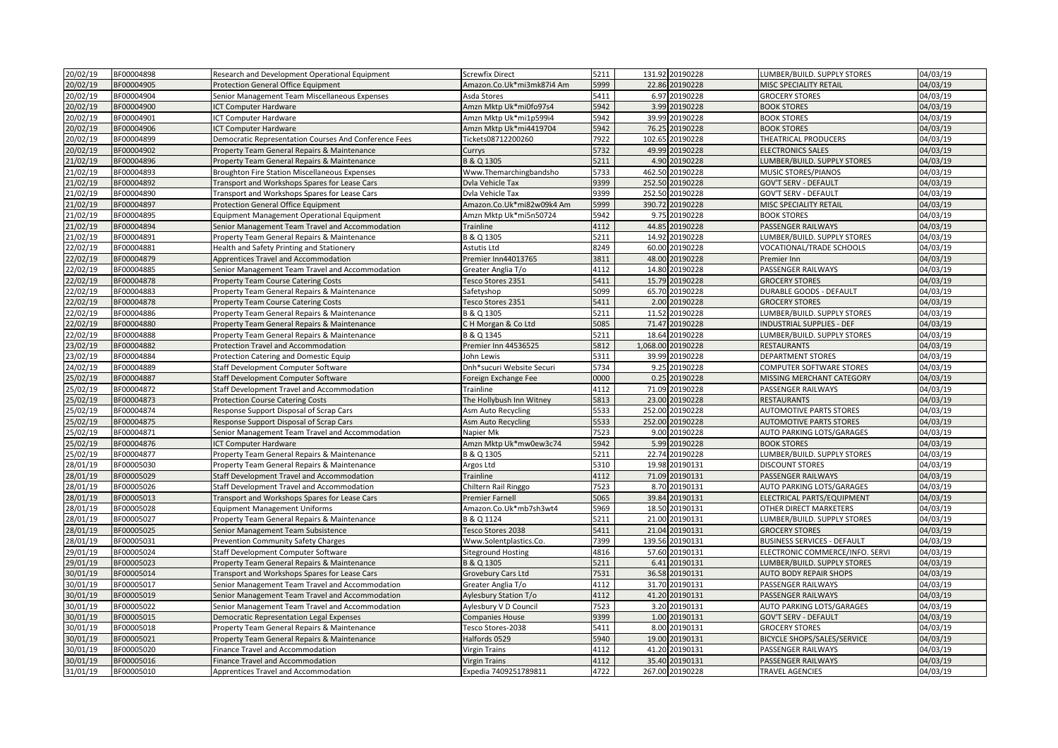| | | | | | | | | |
|---|---|---|---|---|---|---|---|---|
| 20/02/19 | BF00004898 | Research and Development Operational Equipment | Screwfix Direct | 5211 | 131.92 | 20190228 | LUMBER/BUILD. SUPPLY STORES | 04/03/19 |
| 20/02/19 | BF00004905 | Protection General Office Equipment | Amazon.Co.Uk*mi3mk87i4 Am | 5999 | 22.86 | 20190228 | MISC SPECIALITY RETAIL | 04/03/19 |
| 20/02/19 | BF00004904 | Senior Management Team Miscellaneous Expenses | Asda Stores | 5411 | 6.97 | 20190228 | GROCERY STORES | 04/03/19 |
| 20/02/19 | BF00004900 | ICT Computer Hardware | Amzn Mktp Uk*mi0fo97s4 | 5942 | 3.99 | 20190228 | BOOK STORES | 04/03/19 |
| 20/02/19 | BF00004901 | ICT Computer Hardware | Amzn Mktp Uk*mi1p599i4 | 5942 | 39.99 | 20190228 | BOOK STORES | 04/03/19 |
| 20/02/19 | BF00004906 | ICT Computer Hardware | Amzn Mktp Uk*mi4419704 | 5942 | 76.25 | 20190228 | BOOK STORES | 04/03/19 |
| 20/02/19 | BF00004899 | Democratic Representation Courses And Conference Fees | Tickets08712200260 | 7922 | 102.65 | 20190228 | THEATRICAL PRODUCERS | 04/03/19 |
| 20/02/19 | BF00004902 | Property Team General Repairs & Maintenance | Currys | 5732 | 49.99 | 20190228 | ELECTRONICS SALES | 04/03/19 |
| 21/02/19 | BF00004896 | Property Team General Repairs & Maintenance | B & Q 1305 | 5211 | 4.90 | 20190228 | LUMBER/BUILD. SUPPLY STORES | 04/03/19 |
| 21/02/19 | BF00004893 | Broughton Fire Station Miscellaneous Expenses | Www.Themarchingbandsho | 5733 | 462.50 | 20190228 | MUSIC STORES/PIANOS | 04/03/19 |
| 21/02/19 | BF00004892 | Transport and Workshops Spares for Lease Cars | Dvla Vehicle Tax | 9399 | 252.50 | 20190228 | GOV'T SERV - DEFAULT | 04/03/19 |
| 21/02/19 | BF00004890 | Transport and Workshops Spares for Lease Cars | Dvla Vehicle Tax | 9399 | 252.50 | 20190228 | GOV'T SERV - DEFAULT | 04/03/19 |
| 21/02/19 | BF00004897 | Protection General Office Equipment | Amazon.Co.Uk*mi82w09k4 Am | 5999 | 390.72 | 20190228 | MISC SPECIALITY RETAIL | 04/03/19 |
| 21/02/19 | BF00004895 | Equipment Management Operational Equipment | Amzn Mktp Uk*mi5n50724 | 5942 | 9.75 | 20190228 | BOOK STORES | 04/03/19 |
| 21/02/19 | BF00004894 | Senior Management Team Travel and Accommodation | Trainline | 4112 | 44.85 | 20190228 | PASSENGER RAILWAYS | 04/03/19 |
| 21/02/19 | BF00004891 | Property Team General Repairs & Maintenance | B & Q 1305 | 5211 | 14.92 | 20190228 | LUMBER/BUILD. SUPPLY STORES | 04/03/19 |
| 22/02/19 | BF00004881 | Health and Safety Printing and Stationery | Astutis Ltd | 8249 | 60.00 | 20190228 | VOCATIONAL/TRADE SCHOOLS | 04/03/19 |
| 22/02/19 | BF00004879 | Apprentices Travel and Accommodation | Premier Inn44013765 | 3811 | 48.00 | 20190228 | Premier Inn | 04/03/19 |
| 22/02/19 | BF00004885 | Senior Management Team Travel and Accommodation | Greater Anglia T/o | 4112 | 14.80 | 20190228 | PASSENGER RAILWAYS | 04/03/19 |
| 22/02/19 | BF00004878 | Property Team Course Catering Costs | Tesco Stores 2351 | 5411 | 15.79 | 20190228 | GROCERY STORES | 04/03/19 |
| 22/02/19 | BF00004883 | Property Team General Repairs & Maintenance | Safetyshop | 5099 | 65.70 | 20190228 | DURABLE GOODS - DEFAULT | 04/03/19 |
| 22/02/19 | BF00004878 | Property Team Course Catering Costs | Tesco Stores 2351 | 5411 | 2.00 | 20190228 | GROCERY STORES | 04/03/19 |
| 22/02/19 | BF00004886 | Property Team General Repairs & Maintenance | B & Q 1305 | 5211 | 11.52 | 20190228 | LUMBER/BUILD. SUPPLY STORES | 04/03/19 |
| 22/02/19 | BF00004880 | Property Team General Repairs & Maintenance | C H Morgan & Co Ltd | 5085 | 71.47 | 20190228 | INDUSTRIAL SUPPLIES - DEF | 04/03/19 |
| 22/02/19 | BF00004888 | Property Team General Repairs & Maintenance | B & Q 1345 | 5211 | 18.64 | 20190228 | LUMBER/BUILD. SUPPLY STORES | 04/03/19 |
| 23/02/19 | BF00004882 | Protection Travel and Accommodation | Premier Inn 44536525 | 5812 | 1,068.00 | 20190228 | RESTAURANTS | 04/03/19 |
| 23/02/19 | BF00004884 | Protection Catering and Domestic Equip | John Lewis | 5311 | 39.99 | 20190228 | DEPARTMENT STORES | 04/03/19 |
| 24/02/19 | BF00004889 | Staff Development Computer Software | Dnh*sucuri Website Securi | 5734 | 9.25 | 20190228 | COMPUTER SOFTWARE STORES | 04/03/19 |
| 25/02/19 | BF00004887 | Staff Development Computer Software | Foreign Exchange Fee | 0000 | 0.25 | 20190228 | MISSING MERCHANT CATEGORY | 04/03/19 |
| 25/02/19 | BF00004872 | Staff Development Travel and Accommodation | Trainline | 4112 | 71.09 | 20190228 | PASSENGER RAILWAYS | 04/03/19 |
| 25/02/19 | BF00004873 | Protection Course Catering Costs | The Hollybush Inn Witney | 5813 | 23.00 | 20190228 | RESTAURANTS | 04/03/19 |
| 25/02/19 | BF00004874 | Response Support Disposal of Scrap Cars | Asm Auto Recycling | 5533 | 252.00 | 20190228 | AUTOMOTIVE PARTS STORES | 04/03/19 |
| 25/02/19 | BF00004875 | Response Support Disposal of Scrap Cars | Asm Auto Recycling | 5533 | 252.00 | 20190228 | AUTOMOTIVE PARTS STORES | 04/03/19 |
| 25/02/19 | BF00004871 | Senior Management Team Travel and Accommodation | Napier Mk | 7523 | 9.00 | 20190228 | AUTO PARKING LOTS/GARAGES | 04/03/19 |
| 25/02/19 | BF00004876 | ICT Computer Hardware | Amzn Mktp Uk*mw0ew3c74 | 5942 | 5.99 | 20190228 | BOOK STORES | 04/03/19 |
| 25/02/19 | BF00004877 | Property Team General Repairs & Maintenance | B & Q 1305 | 5211 | 22.74 | 20190228 | LUMBER/BUILD. SUPPLY STORES | 04/03/19 |
| 28/01/19 | BF00005030 | Property Team General Repairs & Maintenance | Argos Ltd | 5310 | 19.98 | 20190131 | DISCOUNT STORES | 04/03/19 |
| 28/01/19 | BF00005029 | Staff Development Travel and Accommodation | Trainline | 4112 | 71.09 | 20190131 | PASSENGER RAILWAYS | 04/03/19 |
| 28/01/19 | BF00005026 | Staff Development Travel and Accommodation | Chiltern Rail Ringgo | 7523 | 8.70 | 20190131 | AUTO PARKING LOTS/GARAGES | 04/03/19 |
| 28/01/19 | BF00005013 | Transport and Workshops Spares for Lease Cars | Premier Farnell | 5065 | 39.84 | 20190131 | ELECTRICAL PARTS/EQUIPMENT | 04/03/19 |
| 28/01/19 | BF00005028 | Equipment Management Uniforms | Amazon.Co.Uk*mb7sh3wt4 | 5969 | 18.50 | 20190131 | OTHER DIRECT MARKETERS | 04/03/19 |
| 28/01/19 | BF00005027 | Property Team General Repairs & Maintenance | B & Q 1124 | 5211 | 21.00 | 20190131 | LUMBER/BUILD. SUPPLY STORES | 04/03/19 |
| 28/01/19 | BF00005025 | Senior Management Team Subsistence | Tesco Stores 2038 | 5411 | 21.04 | 20190131 | GROCERY STORES | 04/03/19 |
| 28/01/19 | BF00005031 | Prevention Community Safety Charges | Www.Solentplastics.Co. | 7399 | 139.56 | 20190131 | BUSINESS SERVICES - DEFAULT | 04/03/19 |
| 29/01/19 | BF00005024 | Staff Development Computer Software | Siteground Hosting | 4816 | 57.60 | 20190131 | ELECTRONIC COMMERCE/INFO. SERVI | 04/03/19 |
| 29/01/19 | BF00005023 | Property Team General Repairs & Maintenance | B & Q 1305 | 5211 | 6.41 | 20190131 | LUMBER/BUILD. SUPPLY STORES | 04/03/19 |
| 30/01/19 | BF00005014 | Transport and Workshops Spares for Lease Cars | Grovebury Cars Ltd | 7531 | 36.58 | 20190131 | AUTO BODY REPAIR SHOPS | 04/03/19 |
| 30/01/19 | BF00005017 | Senior Management Team Travel and Accommodation | Greater Anglia T/o | 4112 | 31.70 | 20190131 | PASSENGER RAILWAYS | 04/03/19 |
| 30/01/19 | BF00005019 | Senior Management Team Travel and Accommodation | Aylesbury Station T/o | 4112 | 41.20 | 20190131 | PASSENGER RAILWAYS | 04/03/19 |
| 30/01/19 | BF00005022 | Senior Management Team Travel and Accommodation | Aylesbury V D Council | 7523 | 3.20 | 20190131 | AUTO PARKING LOTS/GARAGES | 04/03/19 |
| 30/01/19 | BF00005015 | Democratic Representation Legal Expenses | Companies House | 9399 | 1.00 | 20190131 | GOV'T SERV - DEFAULT | 04/03/19 |
| 30/01/19 | BF00005018 | Property Team General Repairs & Maintenance | Tesco Stores-2038 | 5411 | 8.00 | 20190131 | GROCERY STORES | 04/03/19 |
| 30/01/19 | BF00005021 | Property Team General Repairs & Maintenance | Halfords 0529 | 5940 | 19.00 | 20190131 | BICYCLE SHOPS/SALES/SERVICE | 04/03/19 |
| 30/01/19 | BF00005020 | Finance Travel and Accommodation | Virgin Trains | 4112 | 41.20 | 20190131 | PASSENGER RAILWAYS | 04/03/19 |
| 30/01/19 | BF00005016 | Finance Travel and Accommodation | Virgin Trains | 4112 | 35.40 | 20190131 | PASSENGER RAILWAYS | 04/03/19 |
| 31/01/19 | BF00005010 | Apprentices Travel and Accommodation | Expedia 7409251789811 | 4722 | 267.00 | 20190228 | TRAVEL AGENCIES | 04/03/19 |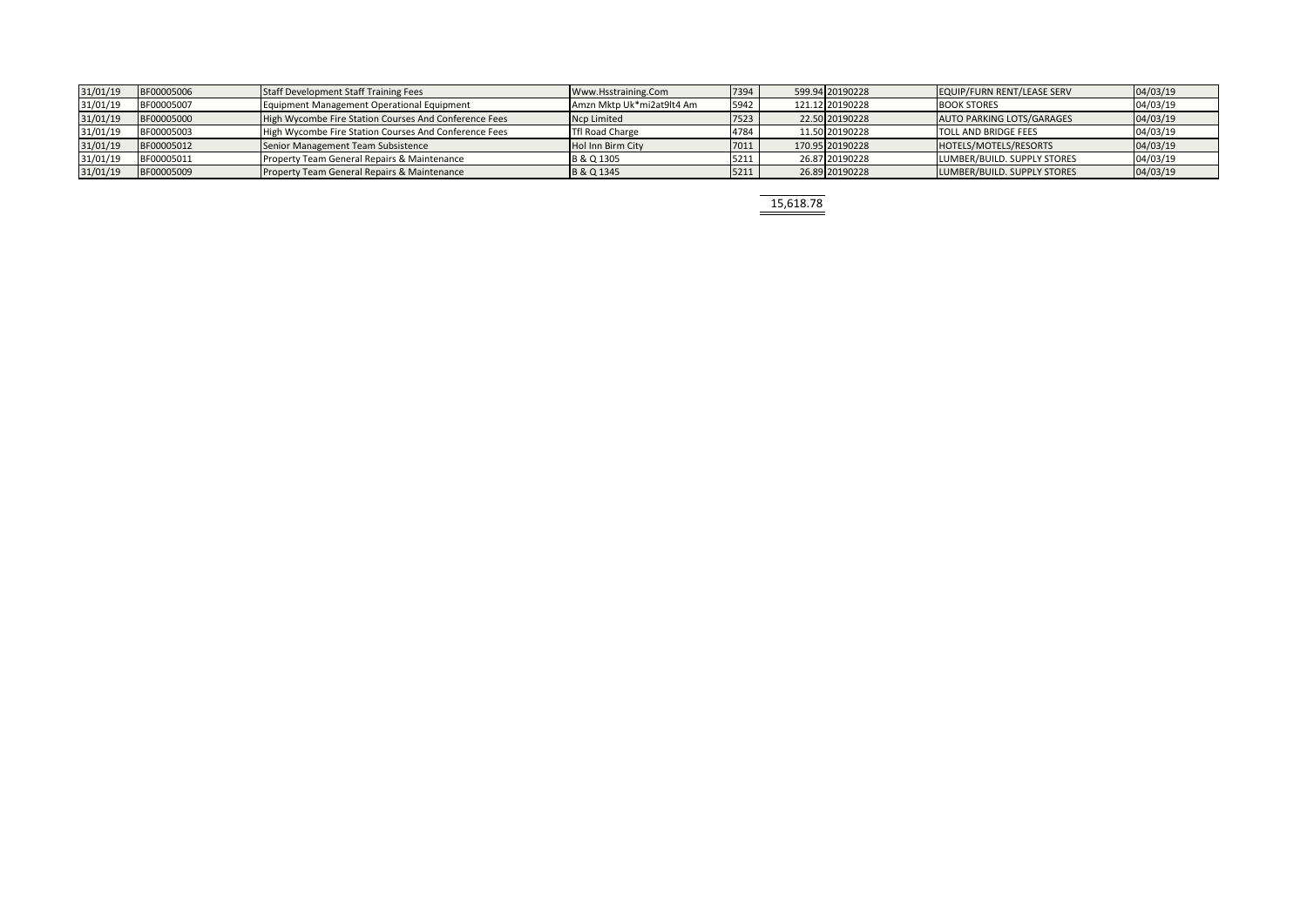| | | | | | | | | |
|---|---|---|---|---|---|---|---|---|
| 31/01/19 | BF00005006 | Staff Development Staff Training Fees | Www.Hsstraining.Com | 7394 | 599.94 | 20190228 | EQUIP/FURN RENT/LEASE SERV | 04/03/19 |
| 31/01/19 | BF00005007 | Equipment Management Operational Equipment | Amzn Mktp Uk*mi2at9lt4 Am | 5942 | 121.12 | 20190228 | BOOK STORES | 04/03/19 |
| 31/01/19 | BF00005000 | High Wycombe Fire Station Courses And Conference Fees | Ncp Limited | 7523 | 22.50 | 20190228 | AUTO PARKING LOTS/GARAGES | 04/03/19 |
| 31/01/19 | BF00005003 | High Wycombe Fire Station Courses And Conference Fees | Tfl Road Charge | 4784 | 11.50 | 20190228 | TOLL AND BRIDGE FEES | 04/03/19 |
| 31/01/19 | BF00005012 | Senior Management Team Subsistence | Hol Inn Birm City | 7011 | 170.95 | 20190228 | HOTELS/MOTELS/RESORTS | 04/03/19 |
| 31/01/19 | BF00005011 | Property Team General Repairs & Maintenance | B & Q 1305 | 5211 | 26.87 | 20190228 | LUMBER/BUILD. SUPPLY STORES | 04/03/19 |
| 31/01/19 | BF00005009 | Property Team General Repairs & Maintenance | B & Q 1345 | 5211 | 26.89 | 20190228 | LUMBER/BUILD. SUPPLY STORES | 04/03/19 |
| | | | | | 15,618.78 | | | |